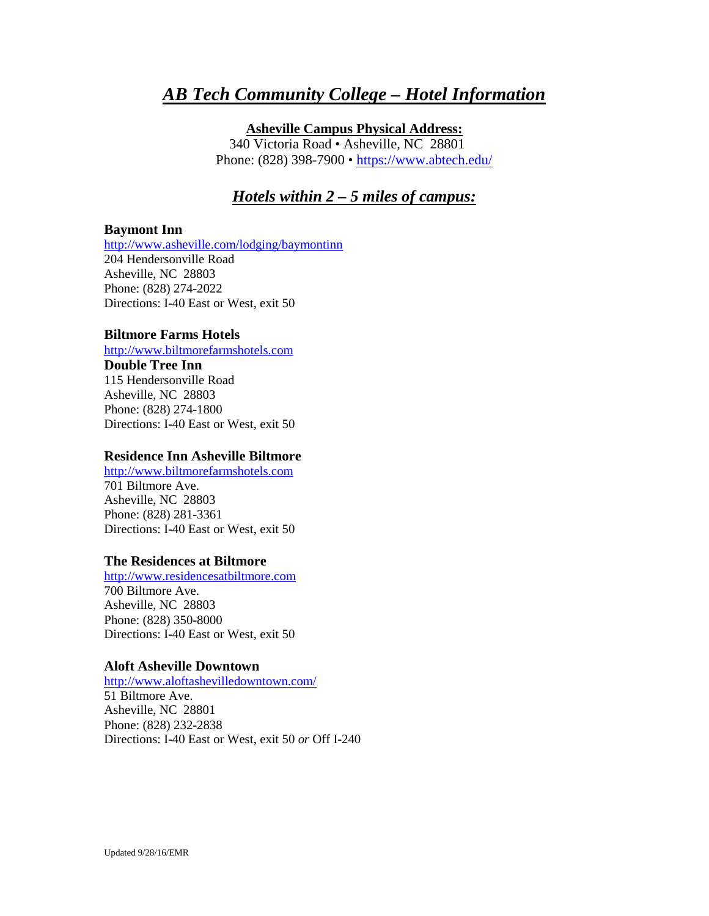# *AB Tech Community College – Hotel Information*

**Asheville Campus Physical Address:**

340 Victoria Road • Asheville, NC 28801
Phone: (828) 398-7900 • https://www.abtech.edu/

## *Hotels within 2 – 5 miles of campus:*

**Baymont Inn**
http://www.asheville.com/lodging/baymontinn
204 Hendersonville Road
Asheville, NC 28803
Phone: (828) 274-2022
Directions: I-40 East or West, exit 50

**Biltmore Farms Hotels**
http://www.biltmorefarmshotels.com
**Double Tree Inn**
115 Hendersonville Road
Asheville, NC 28803
Phone: (828) 274-1800
Directions: I-40 East or West, exit 50

**Residence Inn Asheville Biltmore**
http://www.biltmorefarmshotels.com
701 Biltmore Ave.
Asheville, NC 28803
Phone: (828) 281-3361
Directions: I-40 East or West, exit 50

**The Residences at Biltmore**
http://www.residencesatbiltmore.com
700 Biltmore Ave.
Asheville, NC 28803
Phone: (828) 350-8000
Directions: I-40 East or West, exit 50

**Aloft Asheville Downtown**
http://www.aloftashevilledowntown.com/
51 Biltmore Ave.
Asheville, NC 28801
Phone: (828) 232-2838
Directions: I-40 East or West, exit 50 *or* Off I-240

Updated 9/28/16/EMR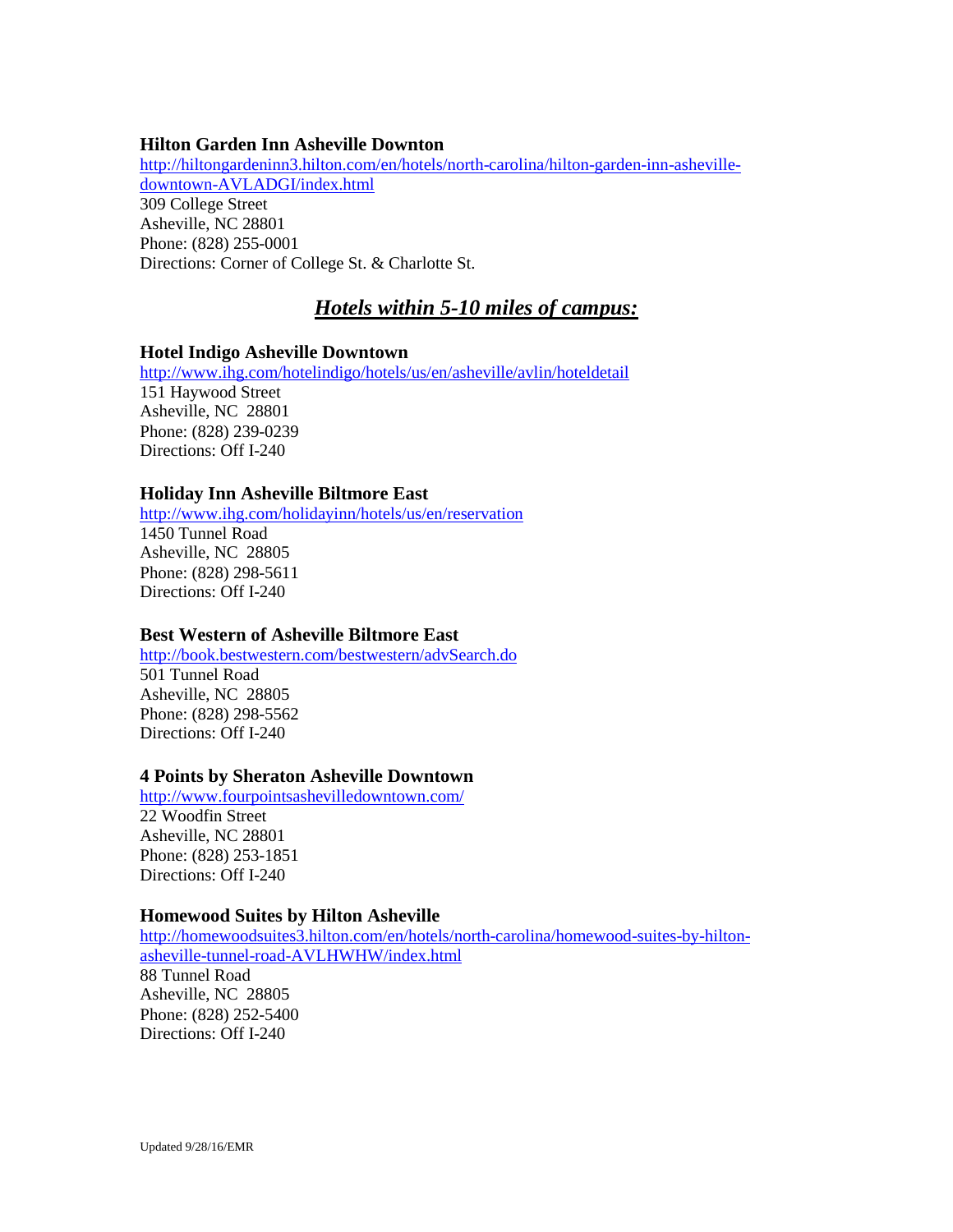### Hilton Garden Inn Asheville Downton

http://hiltongardeninn3.hilton.com/en/hotels/north-carolina/hilton-garden-inn-asheville-downtown-AVLADGI/index.html
309 College Street
Asheville, NC 28801
Phone: (828) 255-0001
Directions: Corner of College St. & Charlotte St.

## ***Hotels within 5-10 miles of campus:***

### Hotel Indigo Asheville Downtown

http://www.ihg.com/hotelindigo/hotels/us/en/asheville/avlin/hoteldetail
151 Haywood Street
Asheville, NC 28801
Phone: (828) 239-0239
Directions: Off I-240

### Holiday Inn Asheville Biltmore East

http://www.ihg.com/holidayinn/hotels/us/en/reservation
1450 Tunnel Road
Asheville, NC 28805
Phone: (828) 298-5611
Directions: Off I-240

### Best Western of Asheville Biltmore East

http://book.bestwestern.com/bestwestern/advSearch.do
501 Tunnel Road
Asheville, NC 28805
Phone: (828) 298-5562
Directions: Off I-240

### 4 Points by Sheraton Asheville Downtown

http://www.fourpointsashevilledowntown.com/
22 Woodfin Street
Asheville, NC 28801
Phone: (828) 253-1851
Directions: Off I-240

### Homewood Suites by Hilton Asheville

http://homewoodsuites3.hilton.com/en/hotels/north-carolina/homewood-suites-by-hilton-asheville-tunnel-road-AVLHWHW/index.html
88 Tunnel Road
Asheville, NC 28805
Phone: (828) 252-5400
Directions: Off I-240

Updated 9/28/16/EMR